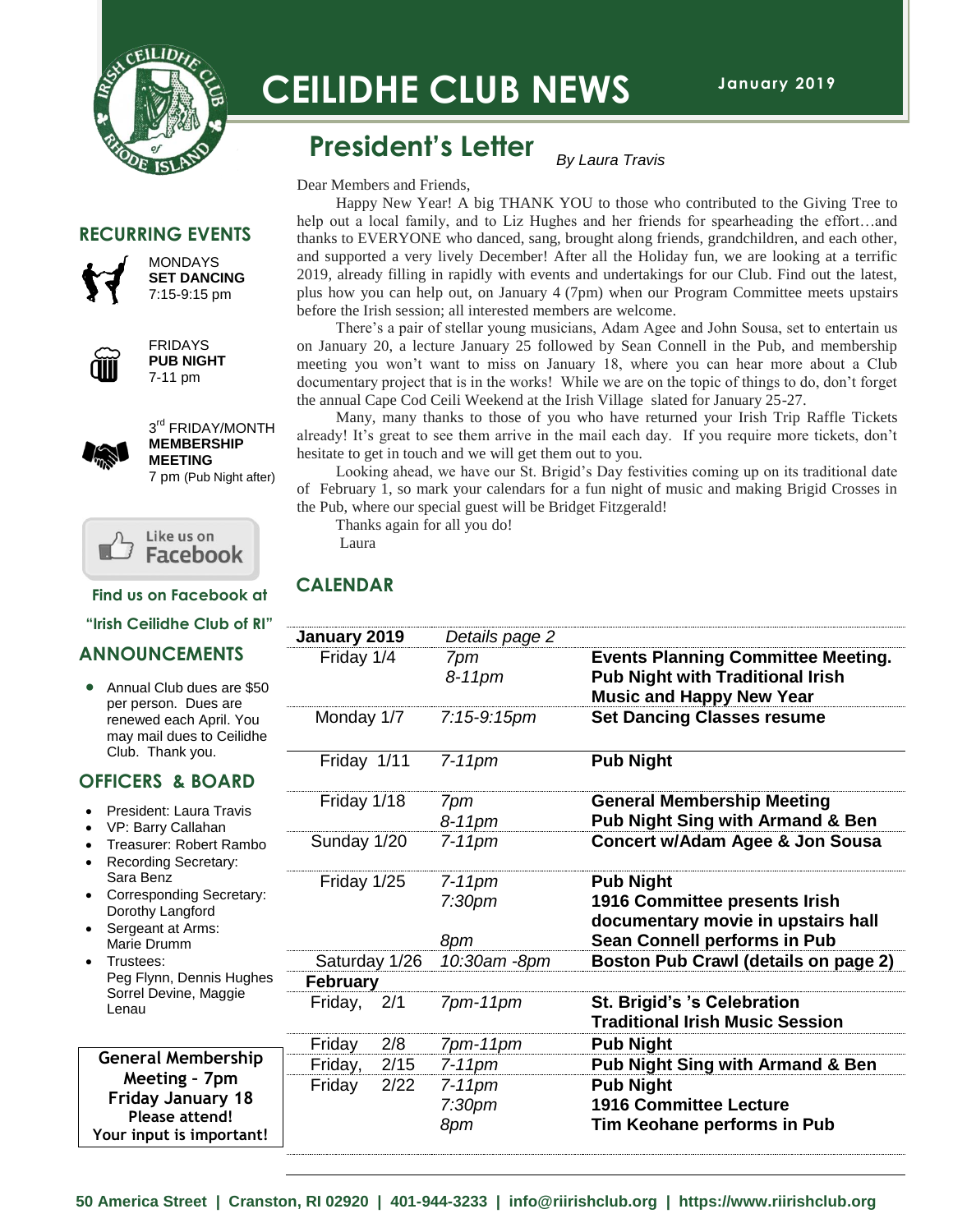# CEILIDHE CLUB NEWS

January 2019

## President's Letter

*By Laura Travis*

Dear Members and Friends,

Happy New Year! A big THANK YOU to those who contributed to the Giving Tree to help out a local family, and to Liz Hughes and her friends for spearheading the effort…and thanks to EVERYONE who danced, sang, brought along friends, grandchildren, and each other, and supported a very lively December! After all the Holiday fun, we are looking at a terrific 2019, already filling in rapidly with events and undertakings for our Club. Find out the latest, plus how you can help out, on January 4 (7pm) when our Program Committee meets upstairs before the Irish session; all interested members are welcome.

There's a pair of stellar young musicians, Adam Agee and John Sousa, set to entertain us on January 20, a lecture January 25 followed by Sean Connell in the Pub, and membership meeting you won't want to miss on January 18, where you can hear more about a Club documentary project that is in the works! While we are on the topic of things to do, don't forget the annual Cape Cod Ceili Weekend at the Irish Village slated for January 25-27.

Many, many thanks to those of you who have returned your Irish Trip Raffle Tickets already! It's great to see them arrive in the mail each day. If you require more tickets, don't hesitate to get in touch and we will get them out to you.

Looking ahead, we have our St. Brigid's Day festivities coming up on its traditional date of February 1, so mark your calendars for a fun night of music and making Brigid Crosses in the Pub, where our special guest will be Bridget Fitzgerald!

Thanks again for all you do!

Laura

## CALENDAR

| **January 2019** | *Details page 2* | |
|---|---|---|
| Friday 1/4 | *7pm*<br>*8-11pm* | **Events Planning Committee Meeting.**<br>**Pub Night with Traditional Irish Music and Happy New Year** |
| Monday 1/7 | *7:15-9:15pm* | **Set Dancing Classes resume** |
| Friday 1/11 | *7-11pm* | **Pub Night** |
| Friday 1/18 | *7pm*<br>*8-11pm* | **General Membership Meeting**<br>**Pub Night Sing with Armand & Ben** |
| Sunday 1/20 | *7-11pm* | **Concert w/Adam Agee & Jon Sousa** |
| Friday 1/25 | *7-11pm*<br>*7:30pm*<br>*8pm* | **Pub Night**<br>**1916 Committee presents Irish documentary movie in upstairs hall**<br>**Sean Connell performs in Pub** |
| Saturday 1/26 | *10:30am -8pm* | **Boston Pub Crawl (details on page 2)** |
| **February** | | |
| Friday, 2/1 | *7pm-11pm* | **St. Brigid's 's Celebration**<br>**Traditional Irish Music Session** |
| Friday 2/8 | *7pm-11pm* | **Pub Night** |
| Friday, 2/15 | *7-11pm* | **Pub Night Sing with Armand & Ben** |
| Friday 2/22 | *7-11pm*<br>*7:30pm*<br>*8pm* | **Pub Night**<br>**1916 Committee Lecture**<br>**Tim Keohane performs in Pub** |

## RECURRING EVENTS

MONDAYS
**SET DANCING**
7:15-9:15 pm

FRIDAYS
**PUB NIGHT**
7-11 pm

3rd FRIDAY/MONTH
**MEMBERSHIP MEETING**
7 pm (Pub Night after)

Like us on Facebook

**Find us on Facebook at "Irish Ceilidhe Club of RI"**

## ANNOUNCEMENTS

- Annual Club dues are $50 per person. Dues are renewed each April. You may mail dues to Ceilidhe Club. Thank you.

## OFFICERS & BOARD

- President: Laura Travis
- VP: Barry Callahan
- Treasurer: Robert Rambo
- Recording Secretary: Sara Benz
- Corresponding Secretary: Dorothy Langford
- Sergeant at Arms: Marie Drumm
- Trustees: Peg Flynn, Dennis Hughes Sorrel Devine, Maggie Lenau

**General Membership Meeting - 7pm**
**Friday January 18**
**Please attend!**
**Your input is important!**

**50 America Street | Cranston, RI 02920 | 401-944-3233 | info@riirishclub.org | https://www.riirishclub.org**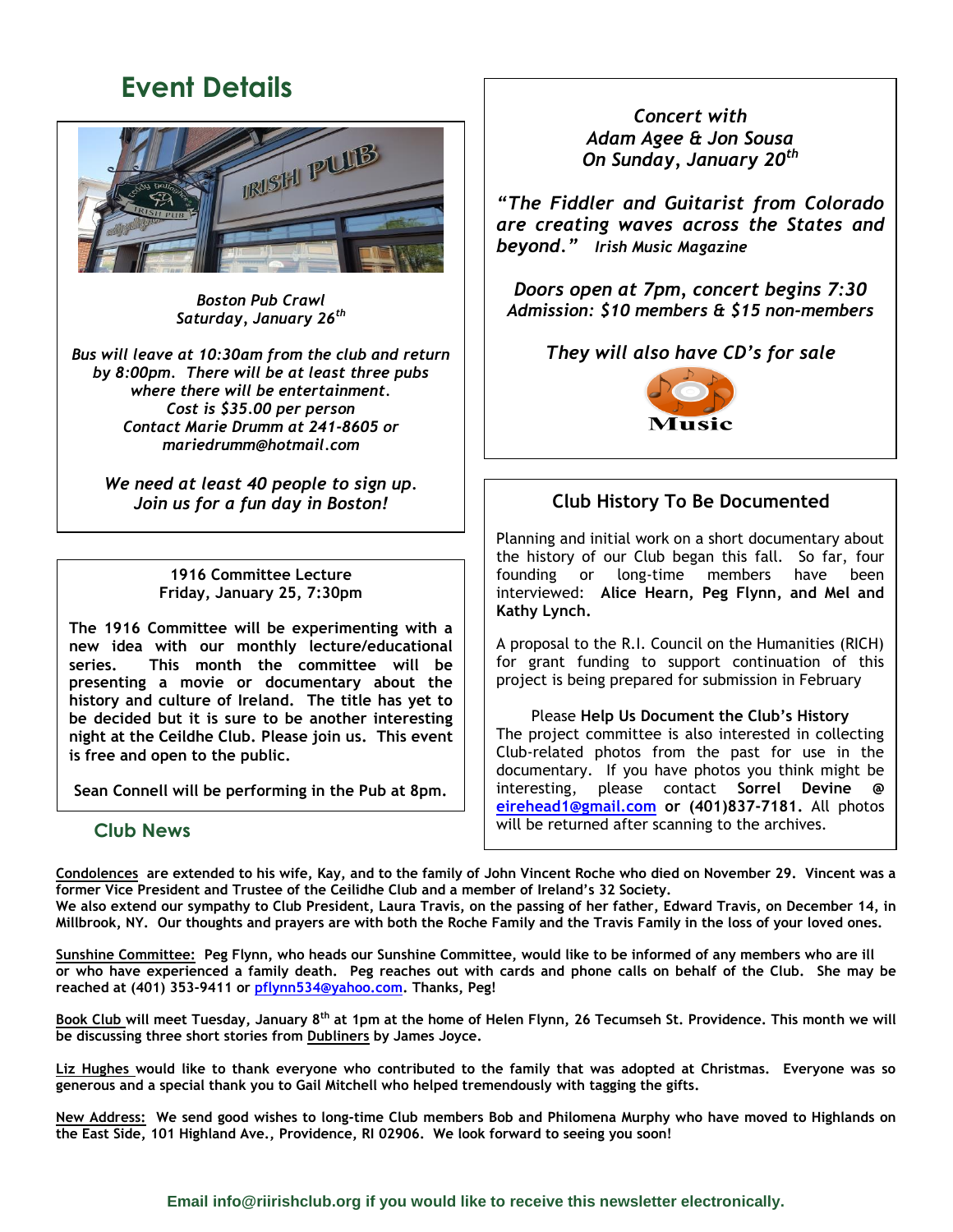# Event Details

*Boston Pub Crawl*
*Saturday, January 26th*

*Bus will leave at 10:30am from the club and return by 8:00pm. There will be at least three pubs where there will be entertainment.*
*Cost is $35.00 per person*
*Contact Marie Drumm at 241-8605 or mariedrumm@hotmail.com*

*We need at least 40 people to sign up.*
*Join us for a fun day in Boston!*

**1916 Committee Lecture**
**Friday, January 25, 7:30pm**

**The 1916 Committee will be experimenting with a new idea with our monthly lecture/educational series. This month the committee will be presenting a movie or documentary about the history and culture of Ireland. The title has yet to be decided but it is sure to be another interesting night at the Ceildhe Club. Please join us. This event is free and open to the public.**

**Sean Connell will be performing in the Pub at 8pm.**

*Concert with*
*Adam Agee & Jon Sousa*
*On Sunday, January 20th*

*"The Fiddler and Guitarist from Colorado are creating waves across the States and beyond." Irish Music Magazine*

*Doors open at 7pm, concert begins 7:30*
*Admission: $10 members & $15 non-members*

*They will also have CD's for sale*

**Music**

## Club History To Be Documented

Planning and initial work on a short documentary about the history of our Club began this fall. So far, four founding or long-time members have been interviewed: **Alice Hearn, Peg Flynn, and Mel and Kathy Lynch.**

A proposal to the R.I. Council on the Humanities (RICH) for grant funding to support continuation of this project is being prepared for submission in February

Please **Help Us Document the Club's History**
The project committee is also interested in collecting Club-related photos from the past for use in the documentary. If you have photos you think might be interesting, please contact **Sorrel Devine @ eirehead1@gmail.com** or **(401)837-7181.** All photos will be returned after scanning to the archives.

## Club News

**Condolences are extended to his wife, Kay, and to the family of John Vincent Roche who died on November 29. Vincent was a former Vice President and Trustee of the Ceilidhe Club and a member of Ireland's 32 Society.**
**We also extend our sympathy to Club President, Laura Travis, on the passing of her father, Edward Travis, on December 14, in Millbrook, NY. Our thoughts and prayers are with both the Roche Family and the Travis Family in the loss of your loved ones.**

**Sunshine Committee: Peg Flynn, who heads our Sunshine Committee, would like to be informed of any members who are ill or who have experienced a family death. Peg reaches out with cards and phone calls on behalf of the Club. She may be reached at (401) 353-9411 or pflynn534@yahoo.com. Thanks, Peg!**

**Book Club will meet Tuesday, January 8th at 1pm at the home of Helen Flynn, 26 Tecumseh St. Providence. This month we will be discussing three short stories from Dubliners by James Joyce.**

**Liz Hughes would like to thank everyone who contributed to the family that was adopted at Christmas. Everyone was so generous and a special thank you to Gail Mitchell who helped tremendously with tagging the gifts.**

**New Address: We send good wishes to long-time Club members Bob and Philomena Murphy who have moved to Highlands on the East Side, 101 Highland Ave., Providence, RI 02906. We look forward to seeing you soon!**

**Email info@riirishclub.org if you would like to receive this newsletter electronically.**